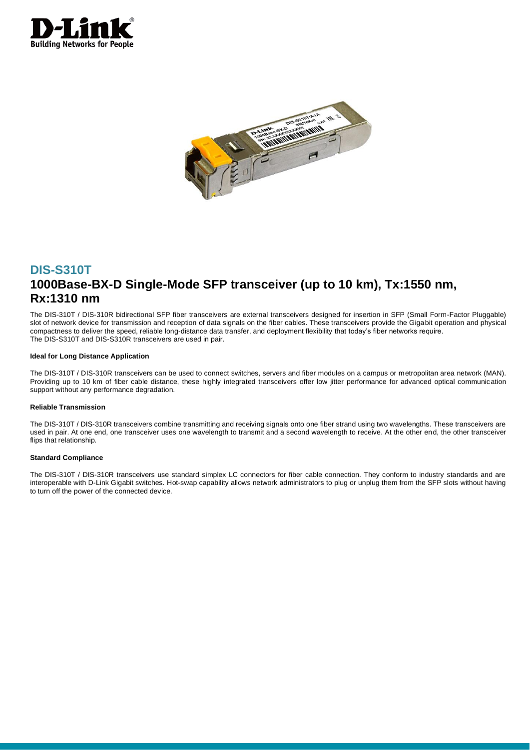## DIS-S310T

# 1000Base-BX-D Single-Mode SFP transceiver (up to 10 km), Tx:1550 nm, Rx:1310 nm

The DIS-310T / DIS-310R bidirectional SFP fiber transceivers are external transceivers designed for insertion in SFP (Small Form-Factor Pluggable) slot of network device for transmission and reception of data signals on the fiber cables. These transceivers provide the Gigabit operation and physical compactness to deliver the speed, reliable long-distance data transfer, and deployment flexibility that today's fiber networks require.
The DIS-S310T and DIS-S310R transceivers are used in pair.

#### Ideal for Long Distance Application

The DIS-310T / DIS-310R transceivers can be used to connect switches, servers and fiber modules on a campus or metropolitan area network (MAN). Providing up to 10 km of fiber cable distance, these highly integrated transceivers offer low jitter performance for advanced optical communication support without any performance degradation.

#### Reliable Transmission

The DIS-310T / DIS-310R transceivers combine transmitting and receiving signals onto one fiber strand using two wavelengths. These transceivers are used in pair. At one end, one transceiver uses one wavelength to transmit and a second wavelength to receive. At the other end, the other transceiver flips that relationship.

#### Standard Compliance

The DIS-310T / DIS-310R transceivers use standard simplex LC connectors for fiber cable connection. They conform to industry standards and are interoperable with D-Link Gigabit switches. Hot-swap capability allows network administrators to plug or unplug them from the SFP slots without having to turn off the power of the connected device.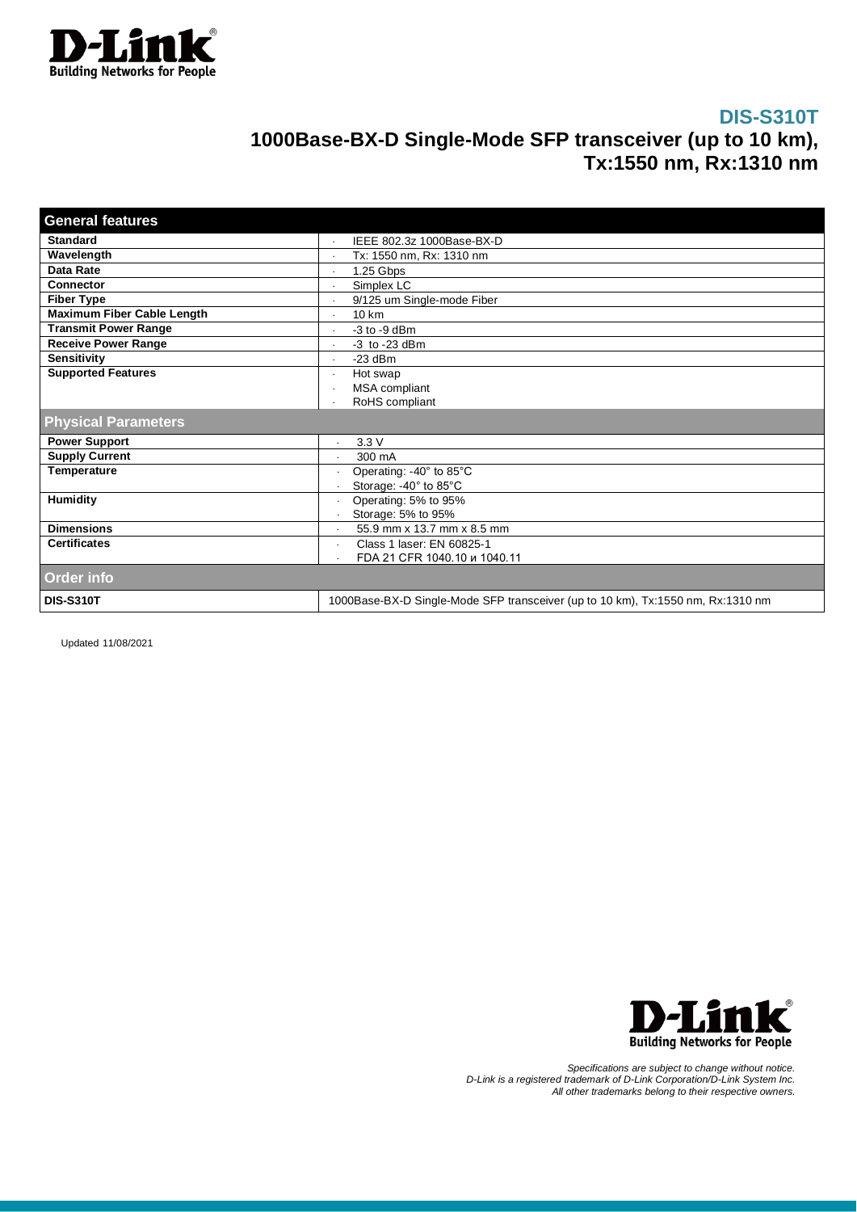# DIS-S310T

## 1000Base-BX-D Single-Mode SFP transceiver (up to 10 km), Tx:1550 nm, Rx:1310 nm

| General features | |
|---|---|
| **Standard** | IEEE 802.3z 1000Base-BX-D |
| **Wavelength** | Tx: 1550 nm, Rx: 1310 nm |
| **Data Rate** | 1.25 Gbps |
| **Connector** | Simplex LC |
| **Fiber Type** | 9/125 um Single-mode Fiber |
| **Maximum Fiber Cable Length** | 10 km |
| **Transmit Power Range** | -3 to -9 dBm |
| **Receive Power Range** | -3 to -23 dBm |
| **Sensitivity** | -23 dBm |
| **Supported Features** | Hot swap<br>MSA compliant<br>RoHS compliant |

| Physical Parameters | |
|---|---|
| **Power Support** | 3.3 V |
| **Supply Current** | 300 mA |
| **Temperature** | Operating: -40° to 85°C<br>Storage: -40° to 85°C |
| **Humidity** | Operating: 5% to 95%<br>Storage: 5% to 95% |
| **Dimensions** | 55.9 mm x 13.7 mm x 8.5 mm |
| **Certificates** | Class 1 laser: EN 60825-1<br>FDA 21 CFR 1040.10 и 1040.11 |

| Order info | |
|---|---|
| **DIS-S310T** | 1000Base-BX-D Single-Mode SFP transceiver (up to 10 km), Tx:1550 nm, Rx:1310 nm |

Updated 11/08/2021

*Specifications are subject to change without notice.*
*D-Link is a registered trademark of D-Link Corporation/D-Link System Inc.*
*All other trademarks belong to their respective owners.*